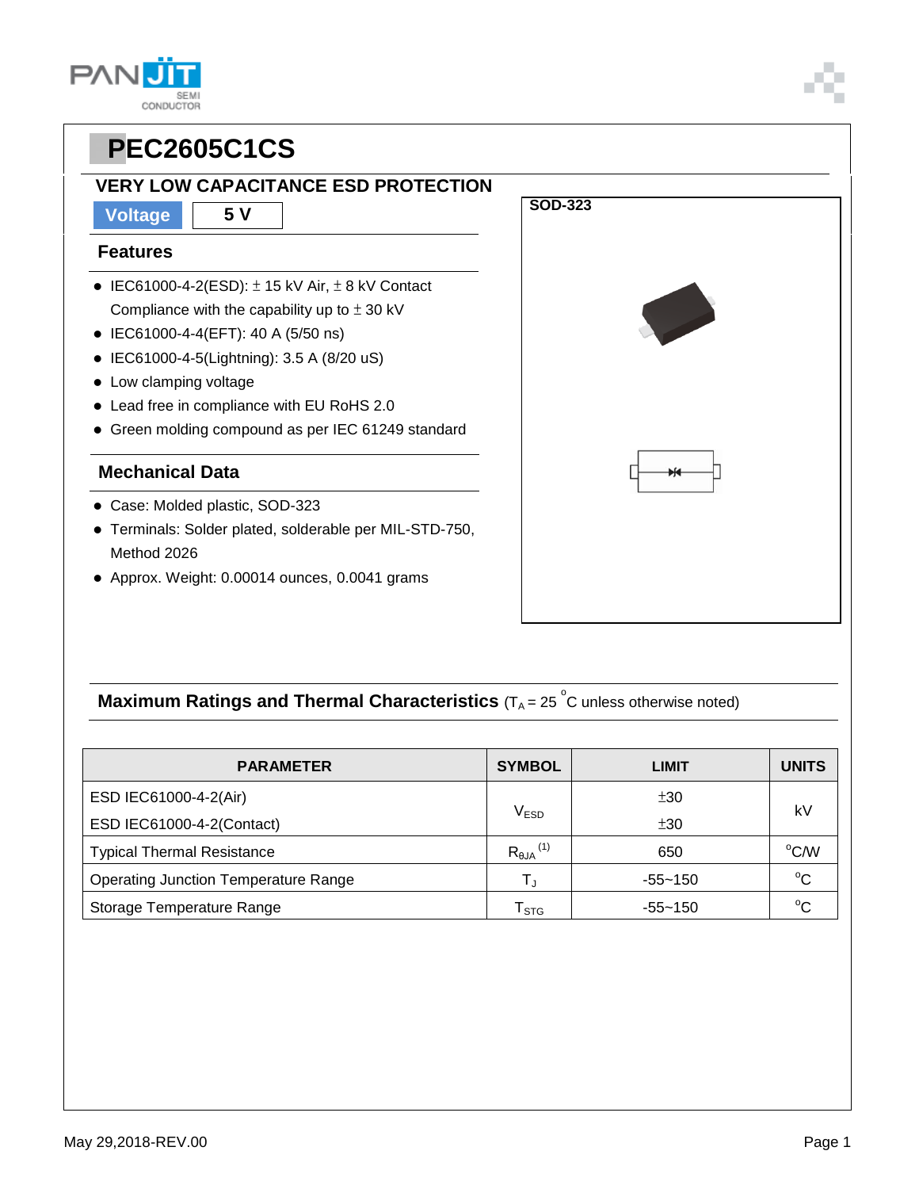# PEC2605C1CS

## VERY LOW CAPACITANCE ESD PROTECTION

**Voltage** | **5 V**

### Features

- IEC61000-4-2(ESD): ± 15 kV Air, ± 8 kV Contact Compliance with the capability up to ± 30 kV
- IEC61000-4-4(EFT): 40 A (5/50 ns)
- IEC61000-4-5(Lightning): 3.5 A (8/20 uS)
- Low clamping voltage
- Lead free in compliance with EU RoHS 2.0
- Green molding compound as per IEC 61249 standard

### Mechanical Data

- Case: Molded plastic, SOD-323
- Terminals: Solder plated, solderable per MIL-STD-750, Method 2026
- Approx. Weight: 0.00014 ounces, 0.0041 grams

**SOD-323**

### Maximum Ratings and Thermal Characteristics ($T_A$ = 25 °C unless otherwise noted)

| PARAMETER | SYMBOL | LIMIT | UNITS |
|---|---|---|---|
| ESD IEC61000-4-2(Air) | $V_{ESD}$ | ±30 | kV |
| ESD IEC61000-4-2(Contact) | | ±30 | |
| Typical Thermal Resistance | $R_{\theta JA}$ (1) | 650 | °C/W |
| Operating Junction Temperature Range | $T_J$ | -55~150 | °C |
| Storage Temperature Range | $T_{STG}$ | -55~150 | °C |

May 29,2018-REV.00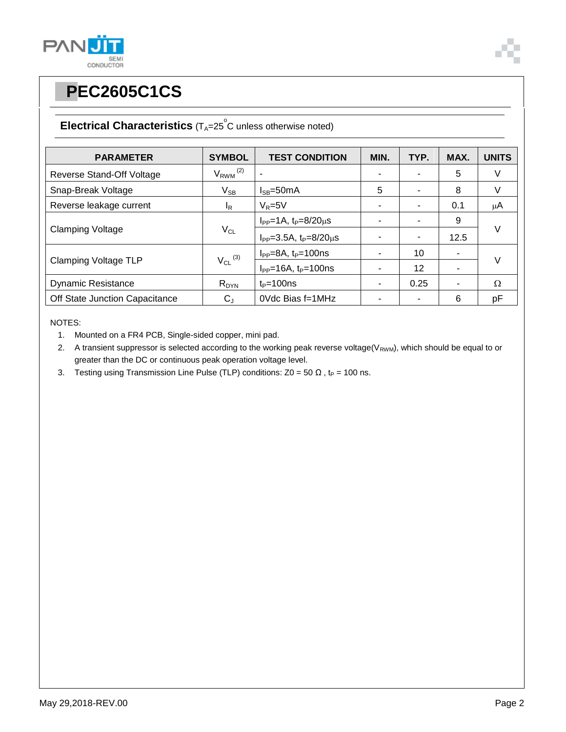# PEC2605C1CS

## Electrical Characteristics ($T_A$=25°C unless otherwise noted)

| PARAMETER | SYMBOL | TEST CONDITION | MIN. | TYP. | MAX. | UNITS |
|---|---|---|---|---|---|---|
| Reverse Stand-Off Voltage | $V_{RWM}$ (2) | - | - | - | 5 | V |
| Snap-Break Voltage | $V_{SB}$ | $I_{SB}$=50mA | 5 | - | 8 | V |
| Reverse leakage current | $I_R$ | $V_R$=5V | - | - | 0.1 | μA |
| Clamping Voltage | $V_{CL}$ | $I_{PP}$=1A, $t_P$=8/20μs | - | - | 9 | V |
| | | $I_{PP}$=3.5A, $t_P$=8/20μs | - | - | 12.5 | |
| Clamping Voltage TLP | $V_{CL}$ (3) | $I_{PP}$=8A, $t_P$=100ns | - | 10 | - | V |
| | | $I_{PP}$=16A, $t_P$=100ns | - | 12 | - | |
| Dynamic Resistance | $R_{DYN}$ | $t_P$=100ns | - | 0.25 | - | Ω |
| Off State Junction Capacitance | $C_J$ | 0Vdc Bias f=1MHz | - | - | 6 | pF |

NOTES:

1. Mounted on a FR4 PCB, Single-sided copper, mini pad.
2. A transient suppressor is selected according to the working peak reverse voltage($V_{RWM}$), which should be equal to or greater than the DC or continuous peak operation voltage level.
3. Testing using Transmission Line Pulse (TLP) conditions: Z0 = 50 Ω , $t_P$ = 100 ns.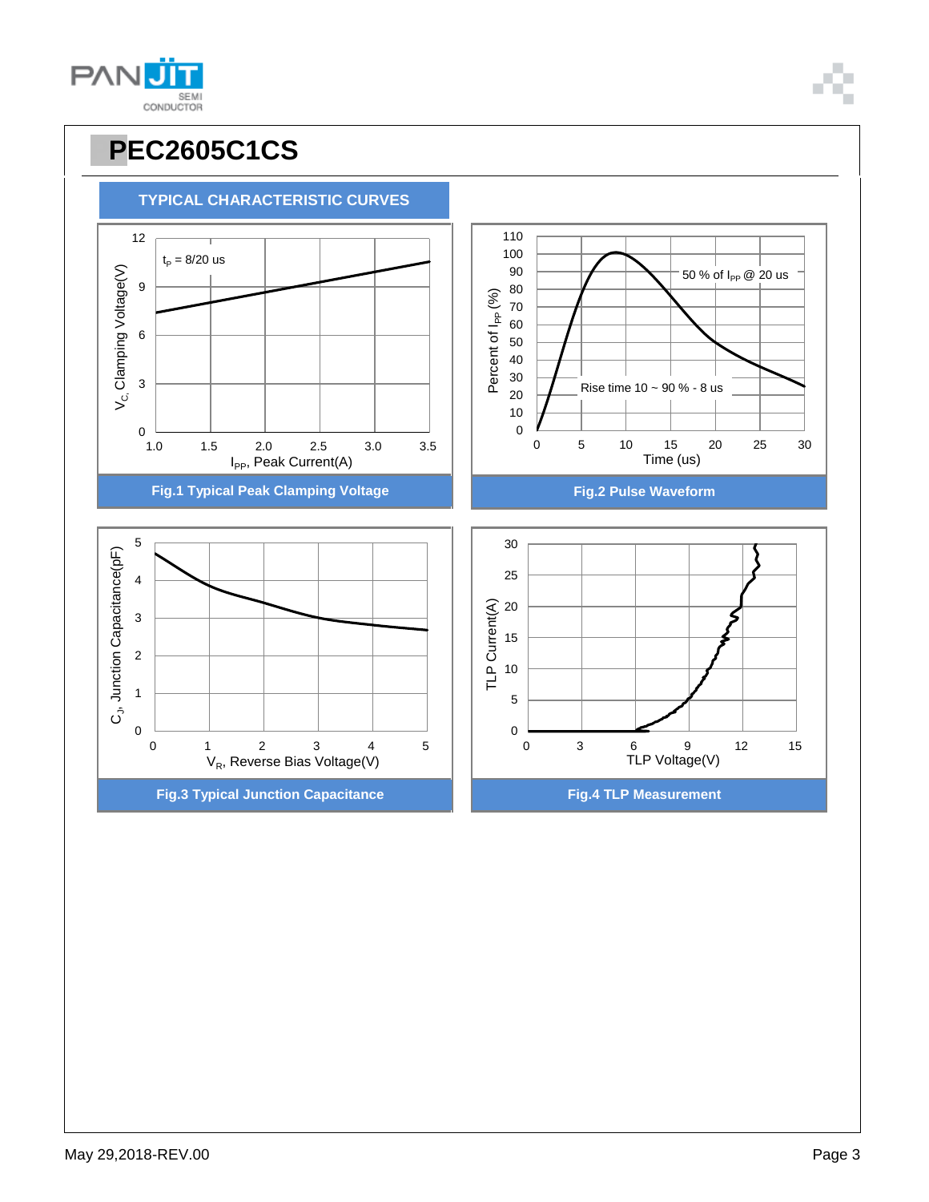# PEC2605C1CS

## TYPICAL CHARACTERISTIC CURVES

$t_P$ = 8/20 us

$V_C$, Clamping Voltage(V)

$I_{PP}$, Peak Current(A)

**Fig.1 Typical Peak Clamping Voltage**

50 % of $I_{PP}$ @ 20 us

Rise time 10 ~ 90 % - 8 us

Percent of $I_{PP}$ (%)

Time (us)

**Fig.2 Pulse Waveform**

$C_J$, Junction Capacitance(pF)

$V_R$, Reverse Bias Voltage(V)

**Fig.3 Typical Junction Capacitance**

TLP Current(A)

TLP Voltage(V)

**Fig.4 TLP Measurement**

May 29,2018-REV.00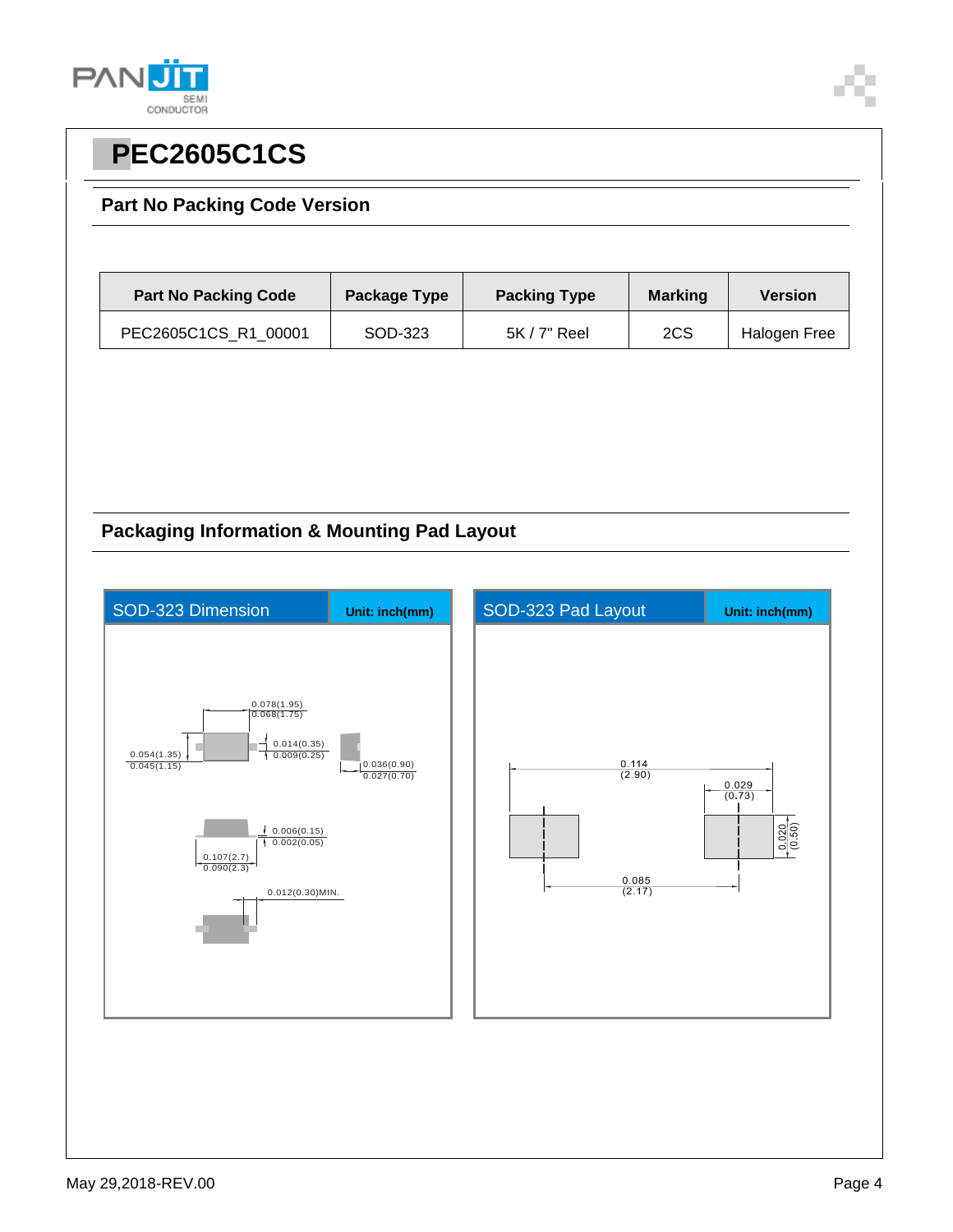# PEC2605C1CS

## Part No Packing Code Version

| Part No Packing Code | Package Type | Packing Type | Marking | Version |
|---|---|---|---|---|
| PEC2605C1CS_R1_00001 | SOD-323 | 5K / 7" Reel | 2CS | Halogen Free |

## Packaging Information & Mounting Pad Layout

**SOD-323 Dimension** — Unit: inch(mm)

0.078(1.95)
0.068(1.75)

0.054(1.35)
0.045(1.15)

0.014(0.35)
0.009(0.25)

0.036(0.90)
0.027(0.70)

0.006(0.15)
0.002(0.05)

0.107(2.7)
0.090(2.3)

0.012(0.30)MIN.

**SOD-323 Pad Layout** — Unit: inch(mm)

0.114
(2.90)

0.029
(0.73)

0.020
(0.50)

0.085
(2.17)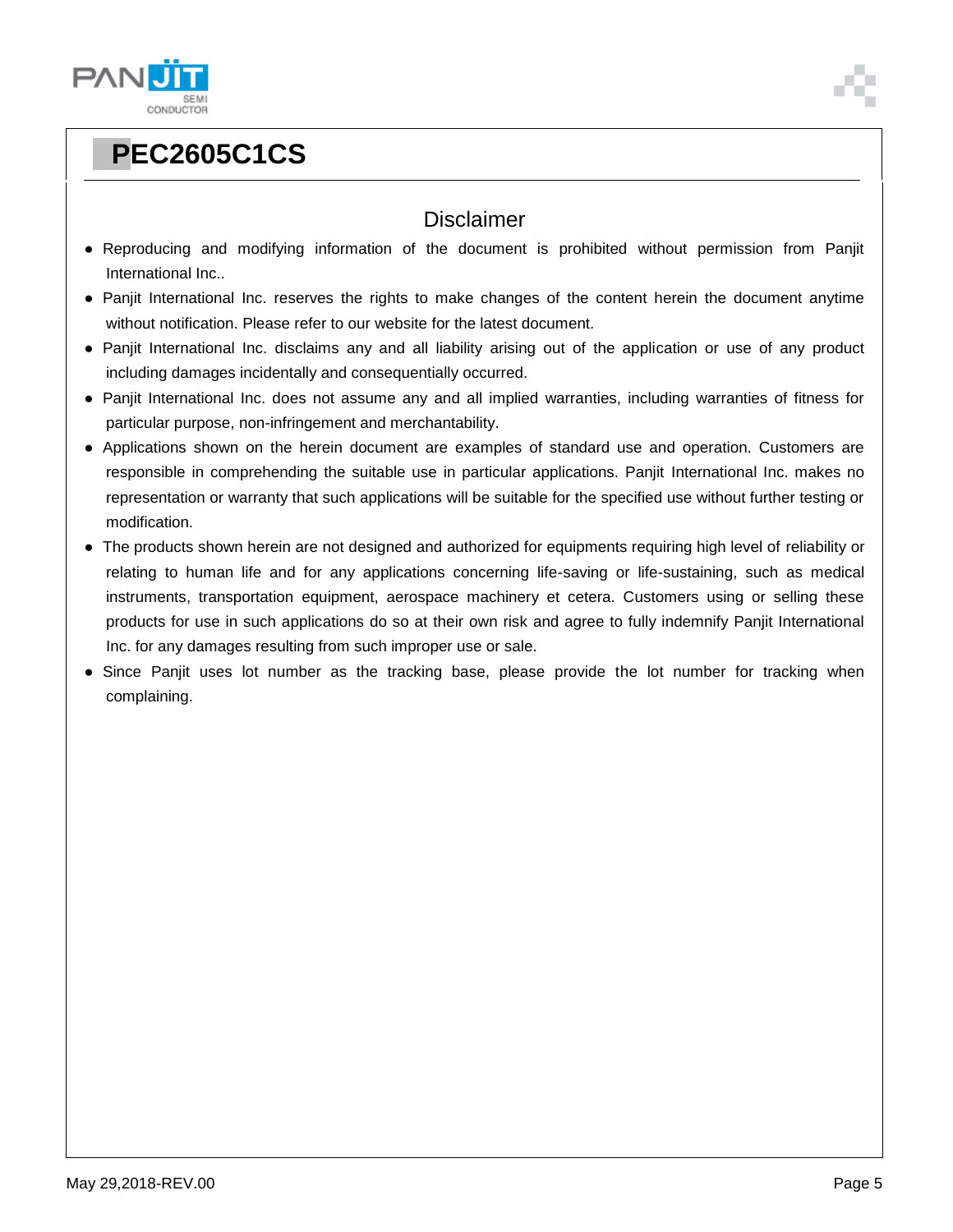# PEC2605C1CS

## Disclaimer

- Reproducing and modifying information of the document is prohibited without permission from Panjit International Inc..
- Panjit International Inc. reserves the rights to make changes of the content herein the document anytime without notification. Please refer to our website for the latest document.
- Panjit International Inc. disclaims any and all liability arising out of the application or use of any product including damages incidentally and consequentially occurred.
- Panjit International Inc. does not assume any and all implied warranties, including warranties of fitness for particular purpose, non-infringement and merchantability.
- Applications shown on the herein document are examples of standard use and operation. Customers are responsible in comprehending the suitable use in particular applications. Panjit International Inc. makes no representation or warranty that such applications will be suitable for the specified use without further testing or modification.
- The products shown herein are not designed and authorized for equipments requiring high level of reliability or relating to human life and for any applications concerning life-saving or life-sustaining, such as medical instruments, transportation equipment, aerospace machinery et cetera. Customers using or selling these products for use in such applications do so at their own risk and agree to fully indemnify Panjit International Inc. for any damages resulting from such improper use or sale.
- Since Panjit uses lot number as the tracking base, please provide the lot number for tracking when complaining.

May 29,2018-REV.00